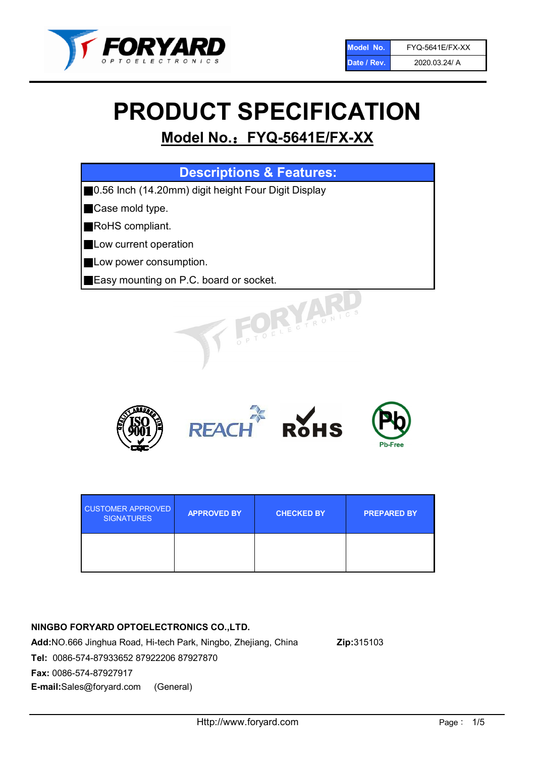| Model No. | FYQ-5641E/FX-XX |
|---|---|
| Date / Rev. | 2020.03.24/ A |

# PRODUCT SPECIFICATION

## Model No.：FYQ-5641E/FX-XX

| Descriptions & Features: |
|---|
| ■0.56 Inch (14.20mm) digit height Four Digit Display |
| ■Case mold type. |
| ■RoHS compliant. |
| ■Low current operation |
| ■Low power consumption. |
| ■Easy mounting on P.C. board or socket. |

| CUSTOMER APPROVED SIGNATURES | APPROVED BY | CHECKED BY | PREPARED BY |
|---|---|---|---|
| | | | |

**NINGBO FORYARD OPTOELECTRONICS CO.,LTD.**

**Add:**NO.666 Jinghua Road, Hi-tech Park, Ningbo, Zhejiang, China **Zip:**315103

**Tel:** 0086-574-87933652 87922206 87927870

**Fax:** 0086-574-87927917

**E-mail:**Sales@foryard.com (General)

Http://www.foryard.com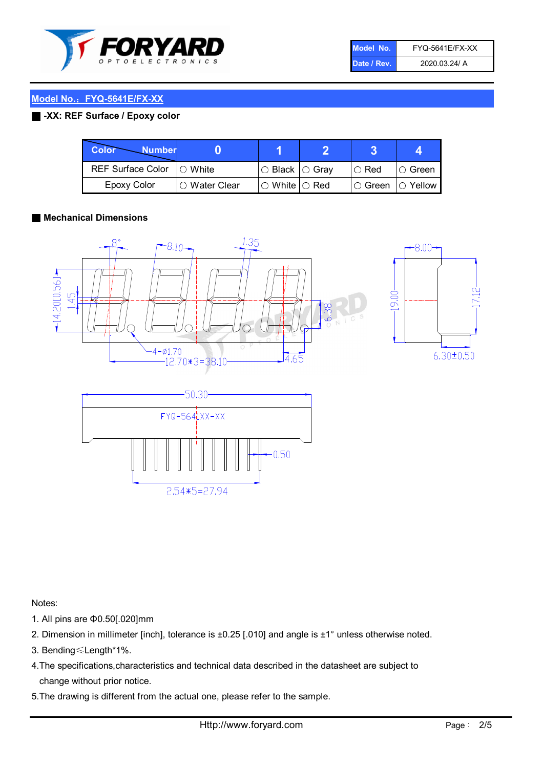| Model No. | FYQ-5641E/FX-XX |
| --- | --- |
| Date / Rev. | 2020.03.24/ A |

## Model No.：FYQ-5641E/FX-XX

### -XX: REF Surface / Epoxy color

| Color \ Number | 0 | 1 | 2 | 3 | 4 |
| --- | --- | --- | --- | --- | --- |
| REF Surface Color | ○ White | ○ Black | ○ Gray | ○ Red | ○ Green |
| Epoxy Color | ○ Water Clear | ○ White | ○ Red | ○ Green | ○ Yellow |

### Mechanical Dimensions

Notes:

1. All pins are Φ0.50[.020]mm
2. Dimension in millimeter [inch], tolerance is ±0.25 [.010] and angle is ±1° unless otherwise noted.
3. Bending≤Length*1%.
4. The specifications,characteristics and technical data described in the datasheet are subject to change without prior notice.
5. The drawing is different from the actual one, please refer to the sample.

Http://www.foryard.com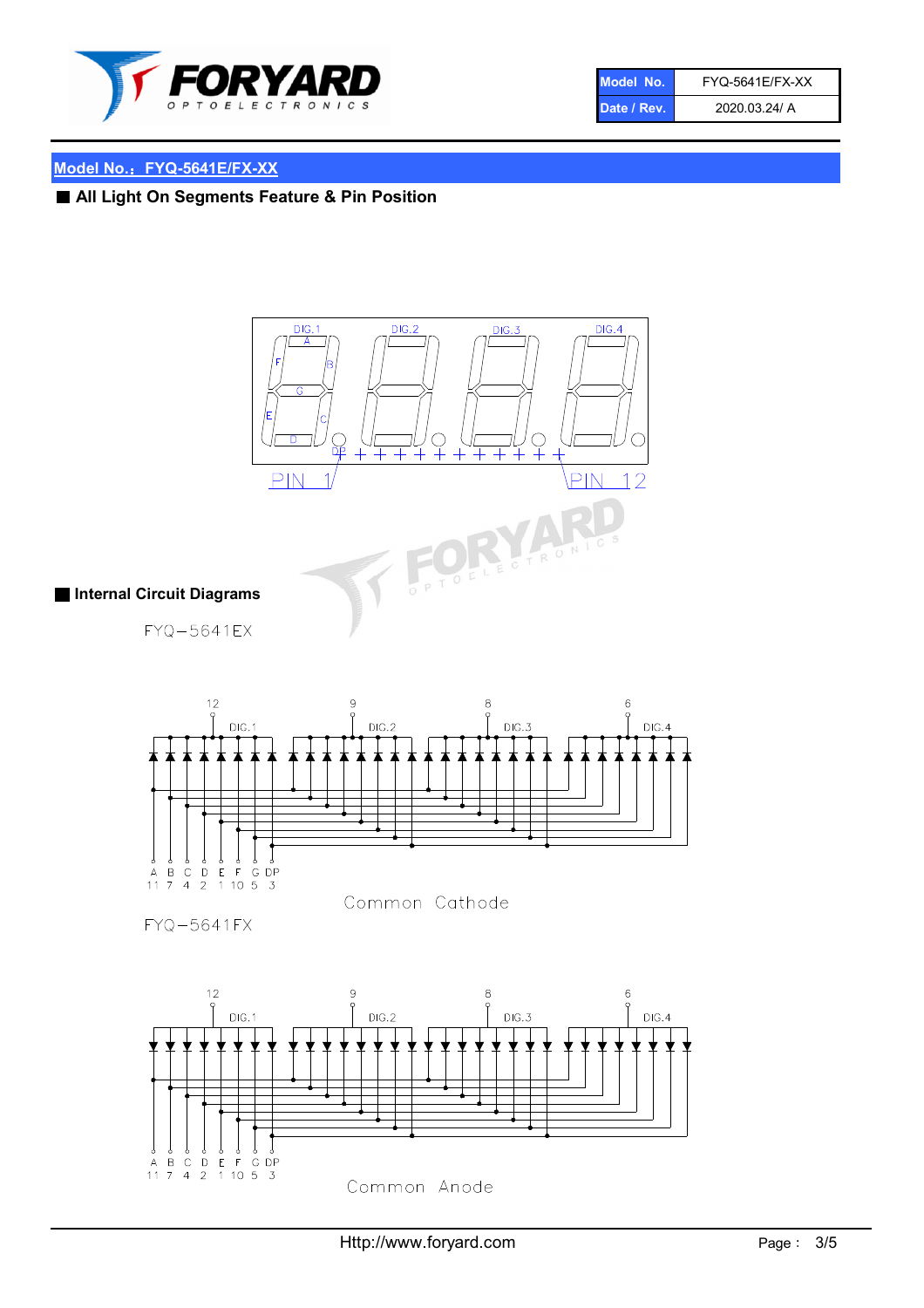| Model No. | FYQ-5641E/FX-XX |
| --- | --- |
| Date / Rev. | 2020.03.24/ A |

## Model No.：FYQ-5641E/FX-XX

### ■ All Light On Segments Feature & Pin Position

DIG.1 DIG.2 DIG.3 DIG.4

A B C D E F G DP

PIN 1 PIN 12

### ■ Internal Circuit Diagrams

FYQ−5641EX

12 9 8 6

DIG.1 DIG.2 DIG.3 DIG.4

| A | B | C | D | E | F | G | DP |
| --- | --- | --- | --- | --- | --- | --- | --- |
| 11 | 7 | 4 | 2 | 1 | 10 | 5 | 3 |

Common Cathode

FYQ−5641FX

12 9 8 6

DIG.1 DIG.2 DIG.3 DIG.4

| A | B | C | D | E | F | G | DP |
| --- | --- | --- | --- | --- | --- | --- | --- |
| 11 | 7 | 4 | 2 | 1 | 10 | 5 | 3 |

Common Anode

Http://www.foryard.com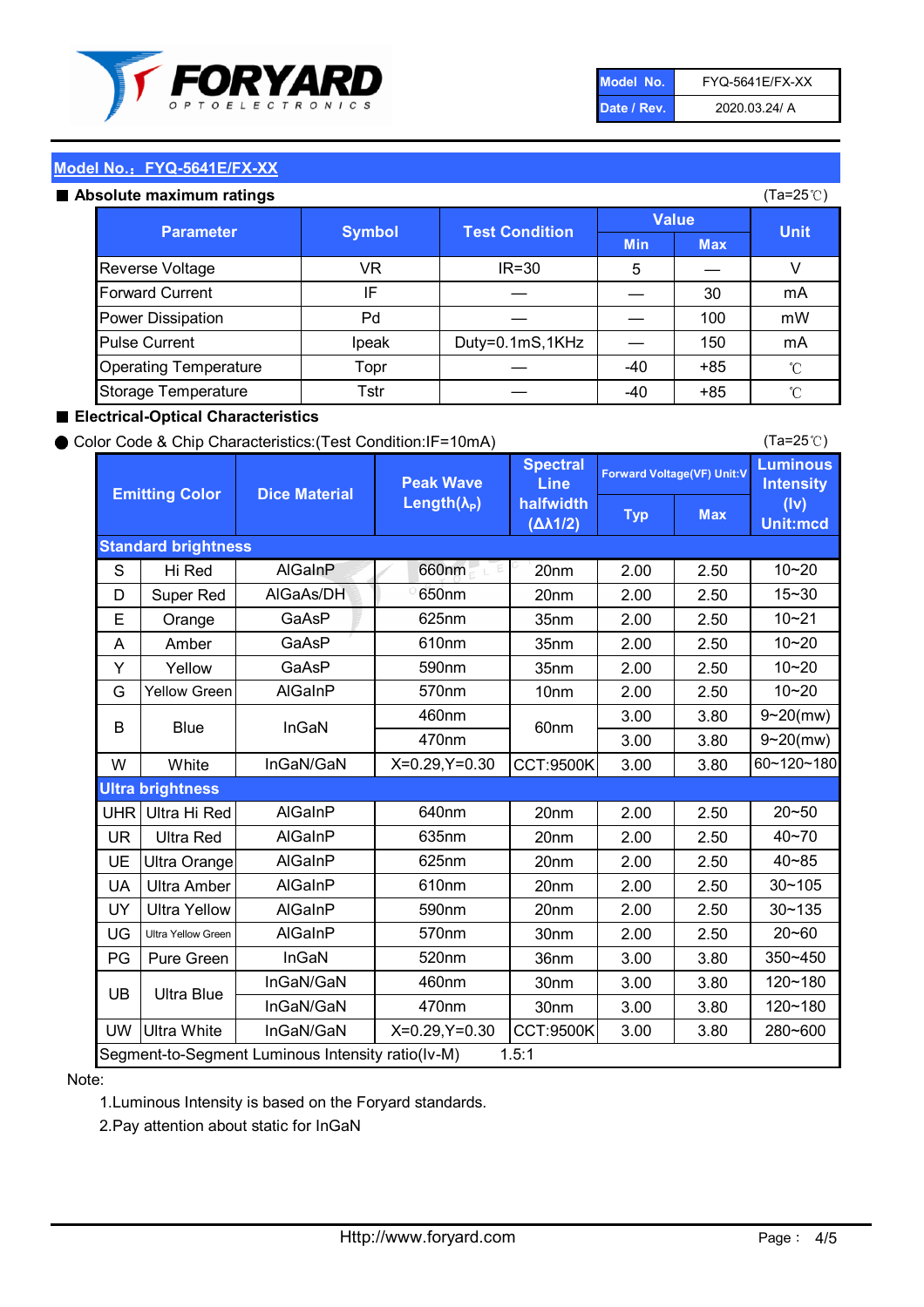| Model No. | FYQ-5641E/FX-XX |
|---|---|
| Date / Rev. | 2020.03.24/ A |

## Model No.：FYQ-5641E/FX-XX

### ■ Absolute maximum ratings

(Ta=25℃)

| Parameter | Symbol | Test Condition | Value | | Unit |
|---|---|---|---|---|---|
| | | | Min | Max | |
| Reverse Voltage | VR | IR=30 | 5 | — | V |
| Forward Current | IF | — | — | 30 | mA |
| Power Dissipation | Pd | — | — | 100 | mW |
| Pulse Current | Ipeak | Duty=0.1mS,1KHz | — | 150 | mA |
| Operating Temperature | Topr | — | -40 | +85 | ℃ |
| Storage Temperature | Tstr | — | -40 | +85 | ℃ |

### ■ Electrical-Optical Characteristics

● Color Code & Chip Characteristics:(Test Condition:IF=10mA)

(Ta=25℃)

| Emitting Color | | Dice Material | Peak Wave Length($\lambda_P$) | Spectral Line halfwidth ($\Delta\lambda 1/2$) | Forward Voltage(VF) Unit:V | | Luminous Intensity (Iv) Unit:mcd |
|---|---|---|---|---|---|---|---|
| | | | | | Typ | Max | |
| **Standard brightness** | | | | | | | |
| S | Hi Red | AlGaInP | 660nm | 20nm | 2.00 | 2.50 | 10~20 |
| D | Super Red | AlGaAs/DH | 650nm | 20nm | 2.00 | 2.50 | 15~30 |
| E | Orange | GaAsP | 625nm | 35nm | 2.00 | 2.50 | 10~21 |
| A | Amber | GaAsP | 610nm | 35nm | 2.00 | 2.50 | 10~20 |
| Y | Yellow | GaAsP | 590nm | 35nm | 2.00 | 2.50 | 10~20 |
| G | Yellow Green | AlGaInP | 570nm | 10nm | 2.00 | 2.50 | 10~20 |
| B | Blue | InGaN | 460nm | 60nm | 3.00 | 3.80 | 9~20(mw) |
| | | | 470nm | | 3.00 | 3.80 | 9~20(mw) |
| W | White | InGaN/GaN | X=0.29,Y=0.30 | CCT:9500K | 3.00 | 3.80 | 60~120~180 |
| **Ultra brightness** | | | | | | | |
| UHR | Ultra Hi Red | AlGaInP | 640nm | 20nm | 2.00 | 2.50 | 20~50 |
| UR | Ultra Red | AlGaInP | 635nm | 20nm | 2.00 | 2.50 | 40~70 |
| UE | Ultra Orange | AlGaInP | 625nm | 20nm | 2.00 | 2.50 | 40~85 |
| UA | Ultra Amber | AlGaInP | 610nm | 20nm | 2.00 | 2.50 | 30~105 |
| UY | Ultra Yellow | AlGaInP | 590nm | 20nm | 2.00 | 2.50 | 30~135 |
| UG | Ultra Yellow Green | AlGaInP | 570nm | 30nm | 2.00 | 2.50 | 20~60 |
| PG | Pure Green | InGaN | 520nm | 36nm | 3.00 | 3.80 | 350~450 |
| UB | Ultra Blue | InGaN/GaN | 460nm | 30nm | 3.00 | 3.80 | 120~180 |
| | | InGaN/GaN | 470nm | 30nm | 3.00 | 3.80 | 120~180 |
| UW | Ultra White | InGaN/GaN | X=0.29,Y=0.30 | CCT:9500K | 3.00 | 3.80 | 280~600 |
| Segment-to-Segment Luminous Intensity ratio(Iv-M) | | | | 1.5:1 | | | |

Note:

1.Luminous Intensity is based on the Foryard standards.

2.Pay attention about static for InGaN

Http://www.foryard.com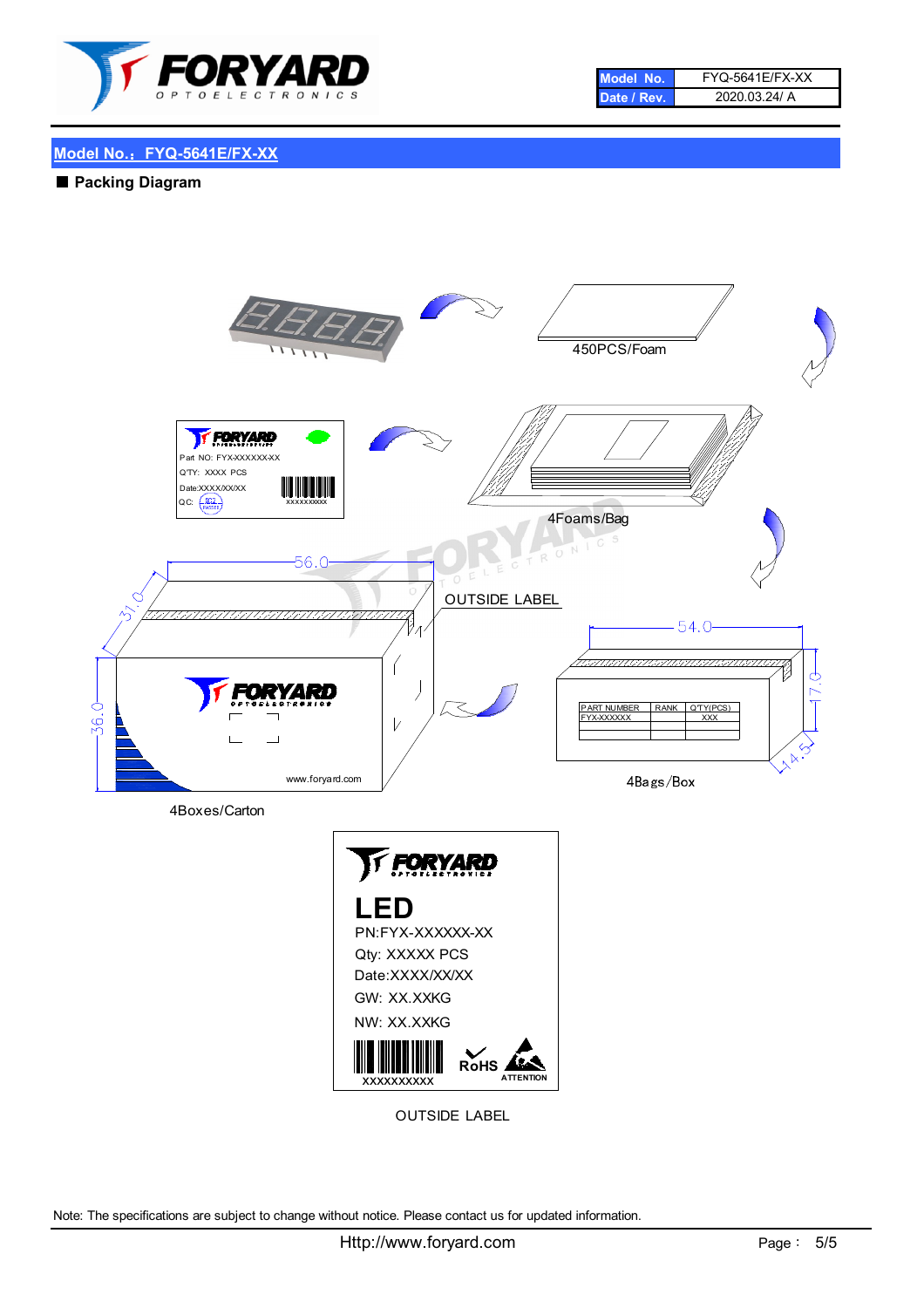| Model No. | FYQ-5641E/FX-XX |
| --- | --- |
| Date / Rev. | 2020.03.24/ A |

## Model No.：FYQ-5641E/FX-XX

■ **Packing Diagram**

450PCS/Foam

FORYARD

Part NO: FYX-XXXXXXX-XX

Q'TY: XXXX PCS

Date:XXXX/XX/XX

QC:

XXXXXXXXXX

4Foams/Bag

56.0

31.0

36.0

OUTSIDE LABEL

54.0

17.0

14.5

| PART NUMBER | RANK | Q'TY(PCS) |
| --- | --- | --- |
| FYX-XXXXXX | | XXX |

www.foryard.com

4Boxes/Carton

4Bags/Box

FORYARD

**LED**

PN:FYX-XXXXXX-XX

Qty: XXXXX PCS

Date:XXXX/XX/XX

GW: XX.XXKG

NW: XX.XXKG

XXXXXXXXXX

RoHS

ATTENTION

OUTSIDE LABEL

Note: The specifications are subject to change without notice. Please contact us for updated information.